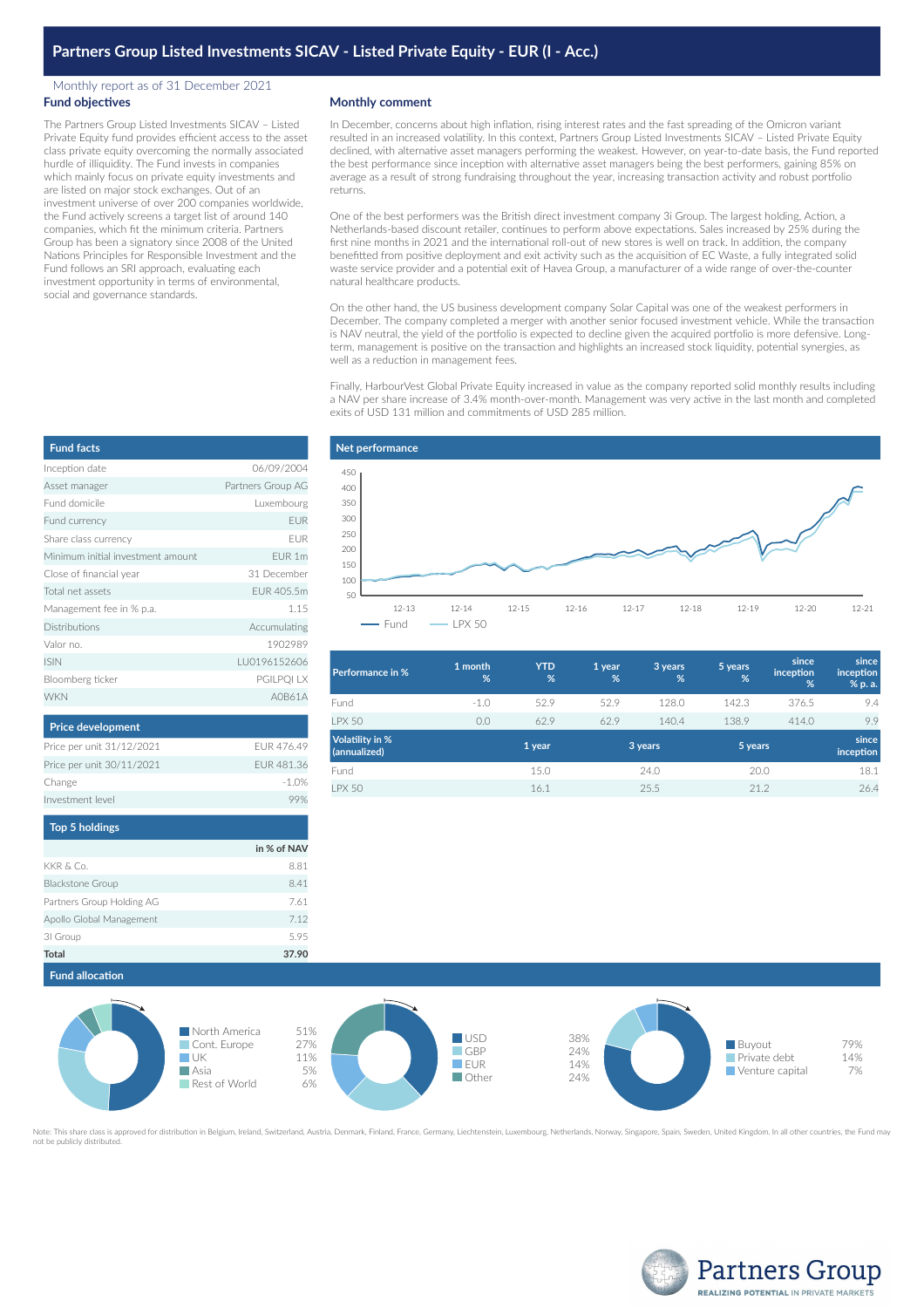# Partners Group Listed Investments SICAV - Listed Private Equity - EUR (I - Acc.)

Monthly report as of 31 December 2021

## Fund objectives

The Partners Group Listed Investments SICAV – Listed Private Equity fund provides efficient access to the asset class private equity overcoming the normally associated hurdle of illiquidity. The Fund invests in companies which mainly focus on private equity investments and are listed on major stock exchanges. Out of an investment universe of over 200 companies worldwide, the Fund actively screens a target list of around 140 companies, which fit the minimum criteria. Partners Group has been a signatory since 2008 of the United Nations Principles for Responsible Investment and the Fund follows an SRI approach, evaluating each investment opportunity in terms of environmental, social and governance standards.

## Monthly comment

In December, concerns about high inflation, rising interest rates and the fast spreading of the Omicron variant resulted in an increased volatility. In this context, Partners Group Listed Investments SICAV – Listed Private Equity declined, with alternative asset managers performing the weakest. However, on year-to-date basis, the Fund reported the best performance since inception with alternative asset managers being the best performers, gaining 85% on average as a result of strong fundraising throughout the year, increasing transaction activity and robust portfolio returns.

One of the best performers was the British direct investment company 3i Group. The largest holding, Action, a Netherlands-based discount retailer, continues to perform above expectations. Sales increased by 25% during the first nine months in 2021 and the international roll-out of new stores is well on track. In addition, the company benefitted from positive deployment and exit activity such as the acquisition of EC Waste, a fully integrated solid waste service provider and a potential exit of Havea Group, a manufacturer of a wide range of over-the-counter natural healthcare products.

On the other hand, the US business development company Solar Capital was one of the weakest performers in December. The company completed a merger with another senior focused investment vehicle. While the transaction is NAV neutral, the yield of the portfolio is expected to decline given the acquired portfolio is more defensive. Long-term, management is positive on the transaction and highlights an increased stock liquidity, potential synergies, as well as a reduction in management fees.

Finally, HarbourVest Global Private Equity increased in value as the company reported solid monthly results including a NAV per share increase of 3.4% month-over-month. Management was very active in the last month and completed exits of USD 131 million and commitments of USD 285 million.

## Fund facts

| | |
|---|---|
| Inception date | 06/09/2004 |
| Asset manager | Partners Group AG |
| Fund domicile | Luxembourg |
| Fund currency | EUR |
| Share class currency | EUR |
| Minimum initial investment amount | EUR 1m |
| Close of financial year | 31 December |
| Total net assets | EUR 405.5m |
| Management fee in % p.a. | 1.15 |
| Distributions | Accumulating |
| Valor no. | 1902989 |
| ISIN | LU0196152606 |
| Bloomberg ticker | PGILPQI LX |
| WKN | A0B61A |

## Price development

| | |
|---|---|
| Price per unit 31/12/2021 | EUR 476.49 |
| Price per unit 30/11/2021 | EUR 481.36 |
| Change | -1.0% |
| Investment level | 99% |

## Top 5 holdings

| | in % of NAV |
|---|---|
| KKR & Co. | 8.81 |
| Blackstone Group | 8.41 |
| Partners Group Holding AG | 7.61 |
| Apollo Global Management | 7.12 |
| 3I Group | 5.95 |
| **Total** | **37.90** |

## Net performance

Fund / LPX 50 (chart, 12-13 to 12-21)

| Performance in % | 1 month % | YTD % | 1 year % | 3 years % | 5 years % | since inception % | since inception % p. a. |
|---|---|---|---|---|---|---|---|
| Fund | -1.0 | 52.9 | 52.9 | 128.0 | 142.3 | 376.5 | 9.4 |
| LPX 50 | 0.0 | 62.9 | 62.9 | 140.4 | 138.9 | 414.0 | 9.9 |

| Volatility in % (annualized) | 1 year | 3 years | 5 years | since inception |
|---|---|---|---|---|
| Fund | 15.0 | 24.0 | 20.0 | 18.1 |
| LPX 50 | 16.1 | 25.5 | 21.2 | 26.4 |

## Fund allocation

| Region | % |
|---|---|
| North America | 51% |
| Cont. Europe | 27% |
| UK | 11% |
| Asia | 5% |
| Rest of World | 6% |

| Currency | % |
|---|---|
| USD | 38% |
| GBP | 24% |
| EUR | 14% |
| Other | 24% |

| Investment type | % |
|---|---|
| Buyout | 79% |
| Private debt | 14% |
| Venture capital | 7% |

Note: This share class is approved for distribution in Belgium, Ireland, Switzerland, Austria, Denmark, Finland, France, Germany, Liechtenstein, Luxembourg, Netherlands, Norway, Singapore, Spain, Sweden, United Kingdom. In all other countries, the Fund may not be publicly distributed.

Partners Group
REALIZING POTENTIAL IN PRIVATE MARKETS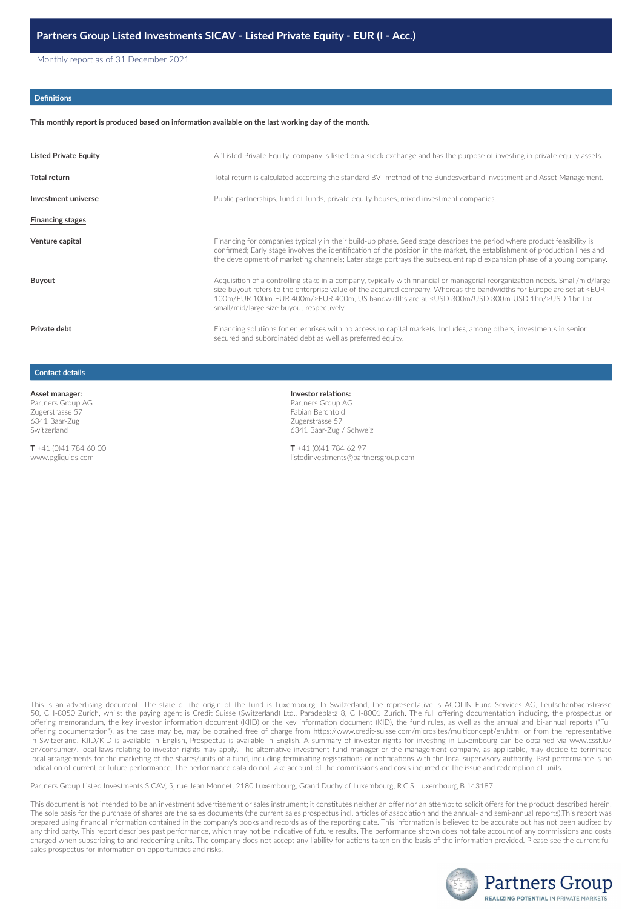# Partners Group Listed Investments SICAV - Listed Private Equity - EUR (I - Acc.)

Monthly report as of 31 December 2021

## Definitions

**This monthly report is produced based on information available on the last working day of the month.**

| | |
|---|---|
| **Listed Private Equity** | A 'Listed Private Equity' company is listed on a stock exchange and has the purpose of investing in private equity assets. |
| **Total return** | Total return is calculated according the standard BVI-method of the Bundesverband Investment and Asset Management. |
| **Investment universe** | Public partnerships, fund of funds, private equity houses, mixed investment companies |
| **Financing stages** | |
| **Venture capital** | Financing for companies typically in their build-up phase. Seed stage describes the period where product feasibility is confirmed; Early stage involves the identification of the position in the market, the establishment of production lines and the development of marketing channels; Later stage portrays the subsequent rapid expansion phase of a young company. |
| **Buyout** | Acquisition of a controlling stake in a company, typically with financial or managerial reorganization needs. Small/mid/large size buyout refers to the enterprise value of the acquired company. Whereas the bandwidths for Europe are set at <EUR 100m/EUR 100m-EUR 400m/>EUR 400m, US bandwidths are at <USD 300m/USD 300m-USD 1bn/>USD 1bn for small/mid/large size buyout respectively. |
| **Private debt** | Financing solutions for enterprises with no access to capital markets. Includes, among others, investments in senior secured and subordinated debt as well as preferred equity. |

## Contact details

**Asset manager:**
Partners Group AG
Zugerstrasse 57
6341 Baar-Zug
Switzerland

**T** +41 (0)41 784 60 00
www.pgliquids.com

**Investor relations:**
Partners Group AG
Fabian Berchtold
Zugerstrasse 57
6341 Baar-Zug / Schweiz

**T** +41 (0)41 784 62 97
listedinvestments@partnersgroup.com

This is an advertising document. The state of the origin of the fund is Luxembourg. In Switzerland, the representative is ACOLIN Fund Services AG, Leutschenbachstrasse 50, CH-8050 Zurich, whilst the paying agent is Credit Suisse (Switzerland) Ltd., Paradeplatz 8, CH-8001 Zurich. The full offering documentation including, the prospectus or offering memorandum, the key investor information document (KIID) or the key information document (KID), the fund rules, as well as the annual and bi-annual reports ("Full offering documentation"), as the case may be, may be obtained free of charge from https://www.credit-suisse.com/microsites/multiconcept/en.html or from the representative in Switzerland. KIID/KID is available in English, Prospectus is available in English. A summary of investor rights for investing in Luxembourg can be obtained via www.cssf.lu/en/consumer/, local laws relating to investor rights may apply. The alternative investment fund manager or the management company, as applicable, may decide to terminate local arrangements for the marketing of the shares/units of a fund, including terminating registrations or notifications with the local supervisory authority. Past performance is no indication of current or future performance. The performance data do not take account of the commissions and costs incurred on the issue and redemption of units.

Partners Group Listed Investments SICAV, 5, rue Jean Monnet, 2180 Luxembourg, Grand Duchy of Luxembourg, R.C.S. Luxembourg B 143187

This document is not intended to be an investment advertisement or sales instrument; it constitutes neither an offer nor an attempt to solicit offers for the product described herein. The sole basis for the purchase of shares are the sales documents (the current sales prospectus incl. articles of association and the annual- and semi-annual reports).This report was prepared using financial information contained in the company's books and records as of the reporting date. This information is believed to be accurate but has not been audited by any third party. This report describes past performance, which may not be indicative of future results. The performance shown does not take account of any commissions and costs charged when subscribing to and redeeming units. The company does not accept any liability for actions taken on the basis of the information provided. Please see the current full sales prospectus for information on opportunities and risks.

Partners Group
REALIZING POTENTIAL IN PRIVATE MARKETS